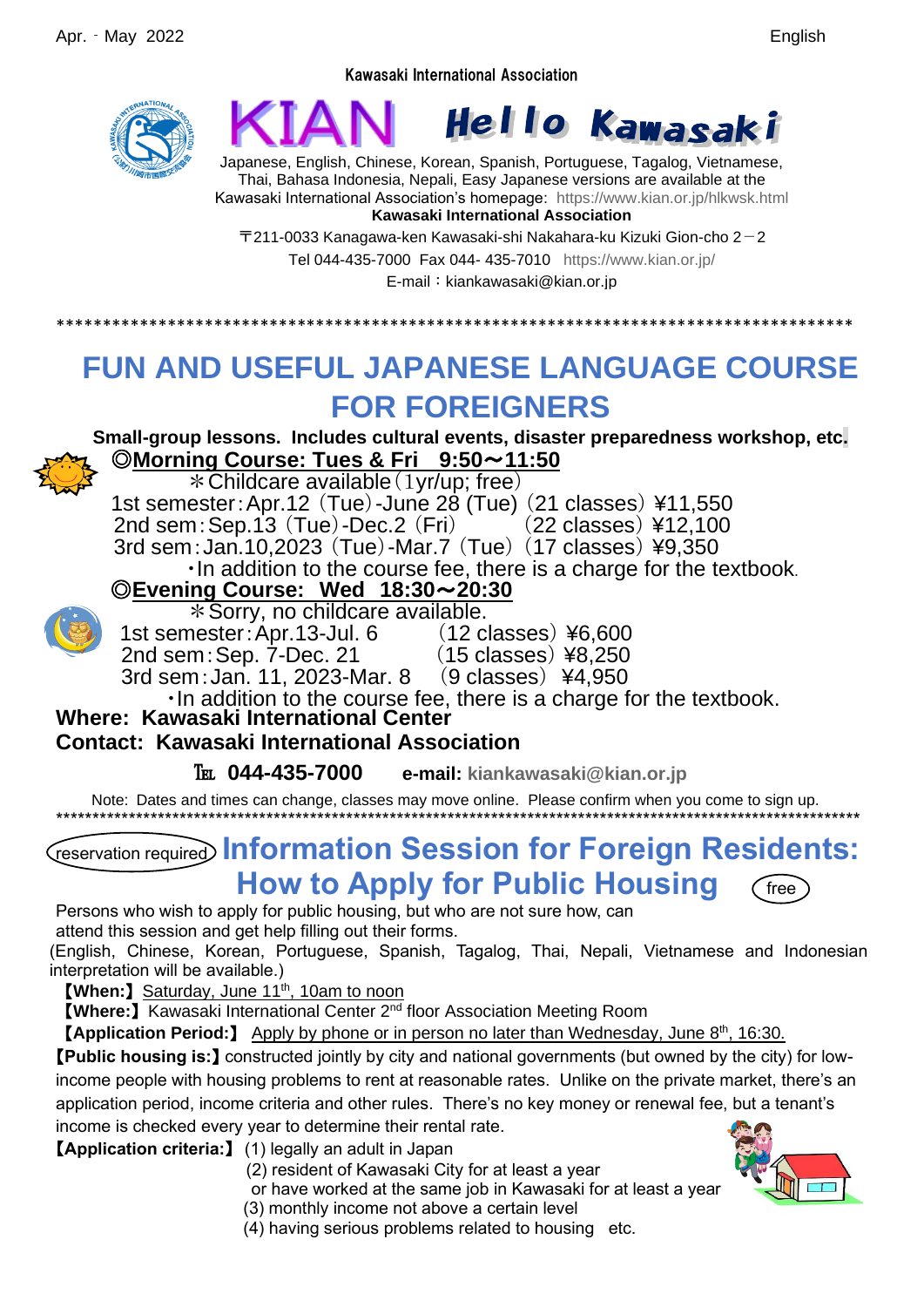Apr. - May 2022 English

Kawasaki International Association

# KIAN Hello Kawasaki

Japanese, English, Chinese, Korean, Spanish, Portuguese, Tagalog, Vietnamese, Thai, Bahasa Indonesia, Nepali, Easy Japanese versions are available at the Kawasaki International Association's homepage: https://www.kian.or.jp/hlkwsk.html

**Kawasaki International Association**

〒211-0033 Kanagawa-ken Kawasaki-shi Nakahara-ku Kizuki Gion-cho 2－2

Tel 044-435-7000 Fax 044- 435-7010 https://www.kian.or.jp/

E-mail：kiankawasaki@kian.or.jp

*************************************************************************************************

## FUN AND USEFUL JAPANESE LANGUAGE COURSE FOR FOREIGNERS

**Small-group lessons. Includes cultural events, disaster preparedness workshop, etc.**

### ◎Morning Course: Tues & Fri 9:50～11:50

＊Childcare available（1yr/up; free）

1st semester：Apr.12（Tue）-June 28 (Tue)（21 classes）¥11,550
2nd sem：Sep.13（Tue）-Dec.2（Fri） （22 classes）¥12,100
3rd sem：Jan.10,2023（Tue）-Mar.7（Tue）（17 classes）¥9,350

・In addition to the course fee, there is a charge for the textbook.

### ◎Evening Course: Wed 18:30～20:30

＊Sorry, no childcare available.

1st semester：Apr.13-Jul. 6 （12 classes）¥6,600
2nd sem：Sep. 7-Dec. 21 （15 classes）¥8,250
3rd sem：Jan. 11, 2023-Mar. 8 （9 classes）¥4,950

・In addition to the course fee, there is a charge for the textbook.

**Where: Kawasaki International Center**

**Contact: Kawasaki International Association**

**TEL 044-435-7000 e-mail: kiankawasaki@kian.or.jp**

Note: Dates and times can change, classes may move online. Please confirm when you come to sign up.

*************************************************************************************************

## (reservation required) Information Session for Foreign Residents: How to Apply for Public Housing (free)

Persons who wish to apply for public housing, but who are not sure how, can attend this session and get help filling out their forms.
(English, Chinese, Korean, Portuguese, Spanish, Tagalog, Thai, Nepali, Vietnamese and Indonesian interpretation will be available.)

**【When:】** Saturday, June 11th, 10am to noon

**【Where:】** Kawasaki International Center 2nd floor Association Meeting Room

**【Application Period:】** Apply by phone or in person no later than Wednesday, June 8th, 16:30.

**【Public housing is:】** constructed jointly by city and national governments (but owned by the city) for low-income people with housing problems to rent at reasonable rates. Unlike on the private market, there's an application period, income criteria and other rules. There's no key money or renewal fee, but a tenant's income is checked every year to determine their rental rate.

**【Application criteria:】** (1) legally an adult in Japan
(2) resident of Kawasaki City for at least a year or have worked at the same job in Kawasaki for at least a year
(3) monthly income not above a certain level
(4) having serious problems related to housing etc.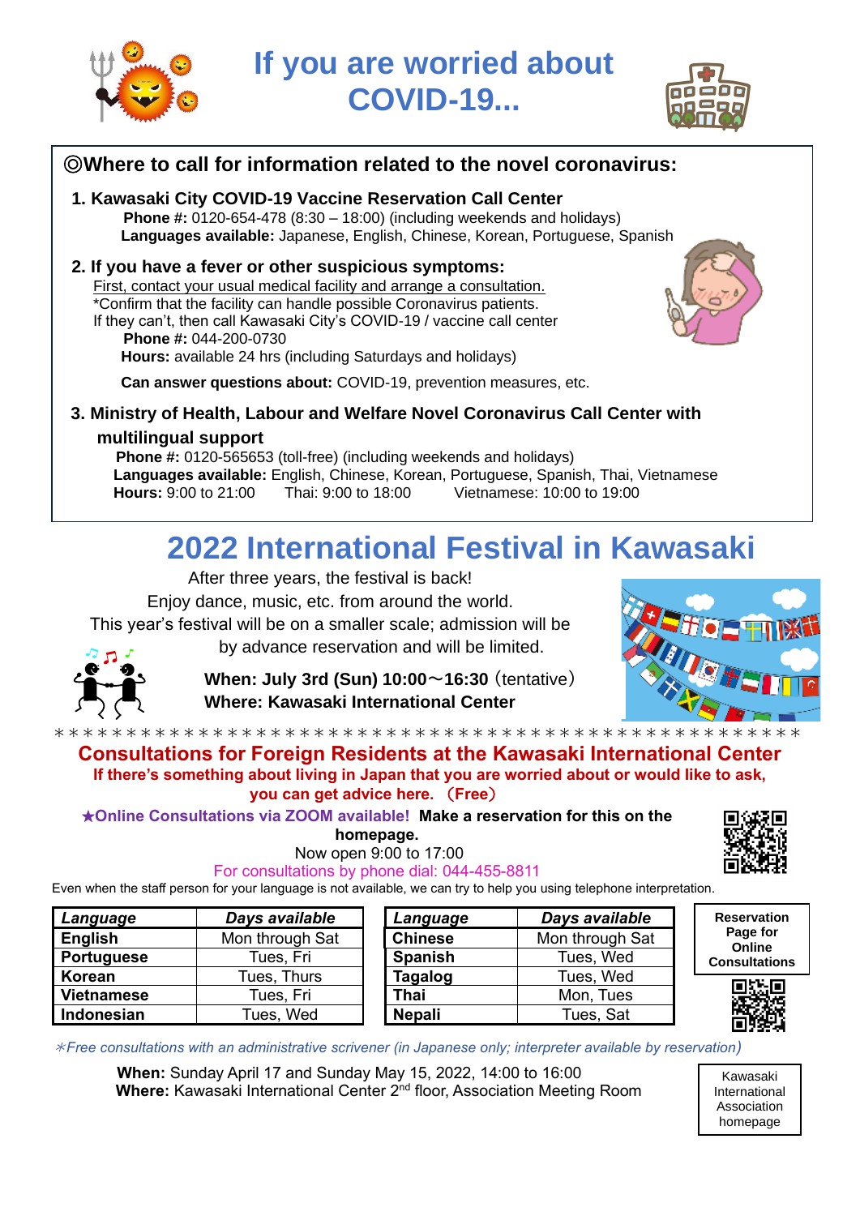# If you are worried about COVID-19...

## ◎Where to call for information related to the novel coronavirus:

**1. Kawasaki City COVID-19 Vaccine Reservation Call Center**

**Phone #:** 0120-654-478 (8:30 – 18:00) (including weekends and holidays)
**Languages available:** Japanese, English, Chinese, Korean, Portuguese, Spanish

**2. If you have a fever or other suspicious symptoms:**

First, contact your usual medical facility and arrange a consultation.
*Confirm that the facility can handle possible Coronavirus patients.
If they can't, then call Kawasaki City's COVID-19 / vaccine call center

**Phone #:** 044-200-0730
**Hours:** available 24 hrs (including Saturdays and holidays)

**Can answer questions about:** COVID-19, prevention measures, etc.

**3. Ministry of Health, Labour and Welfare Novel Coronavirus Call Center with multilingual support**

**Phone #:** 0120-565653 (toll-free) (including weekends and holidays)
**Languages available:** English, Chinese, Korean, Portuguese, Spanish, Thai, Vietnamese
**Hours:** 9:00 to 21:00 Thai: 9:00 to 18:00 Vietnamese: 10:00 to 19:00

# 2022 International Festival in Kawasaki

After three years, the festival is back!
Enjoy dance, music, etc. from around the world.
This year's festival will be on a smaller scale; admission will be by advance reservation and will be limited.

**When: July 3rd (Sun) 10:00～16:30**（tentative）
**Where: Kawasaki International Center**

＊＊＊＊＊＊＊＊＊＊＊＊＊＊＊＊＊＊＊＊＊＊＊＊＊＊＊＊＊＊＊＊＊＊＊＊＊＊＊＊＊＊＊＊＊

## Consultations for Foreign Residents at the Kawasaki International Center

**If there's something about living in Japan that you are worried about or would like to ask, you can get advice here.（Free）**

**★Online Consultations via ZOOM available! Make a reservation for this on the homepage.**

Now open 9:00 to 17:00
For consultations by phone dial: 044-455-8811

Even when the staff person for your language is not available, we can try to help you using telephone interpretation.

| *Language* | *Days available* |
|---|---|
| **English** | Mon through Sat |
| **Portuguese** | Tues, Fri |
| **Korean** | Tues, Thurs |
| **Vietnamese** | Tues, Fri |
| **Indonesian** | Tues, Wed |

| *Language* | *Days available* |
|---|---|
| **Chinese** | Mon through Sat |
| **Spanish** | Tues, Wed |
| **Tagalog** | Tues, Wed |
| **Thai** | Mon, Tues |
| **Nepali** | Tues, Sat |

**Reservation Page for Online Consultations**

*＊Free consultations with an administrative scrivener (in Japanese only; interpreter available by reservation)*

**When:** Sunday April 17 and Sunday May 15, 2022, 14:00 to 16:00
**Where:** Kawasaki International Center 2nd floor, Association Meeting Room

Kawasaki International Association homepage